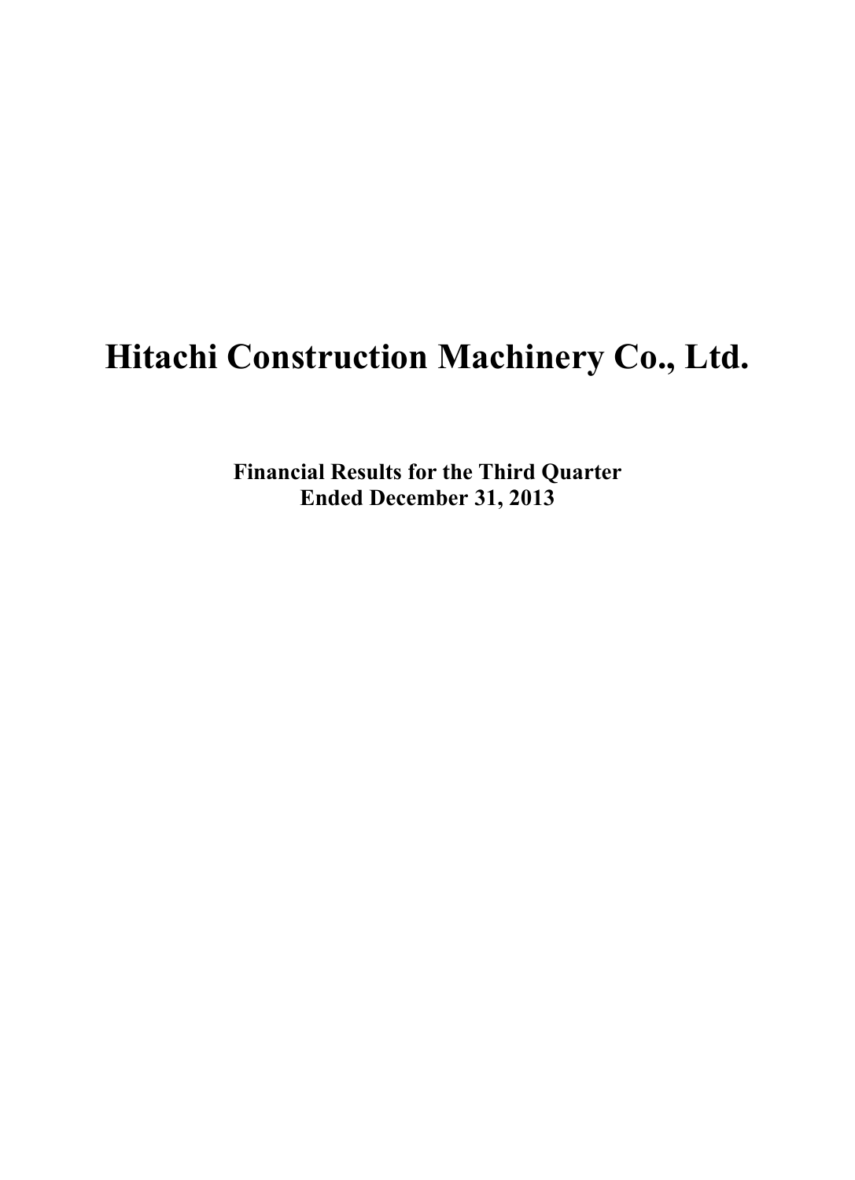# Hitachi Construction Machinery Co., Ltd.

**Financial Results for the Third Quarter**
**Ended December 31, 2013**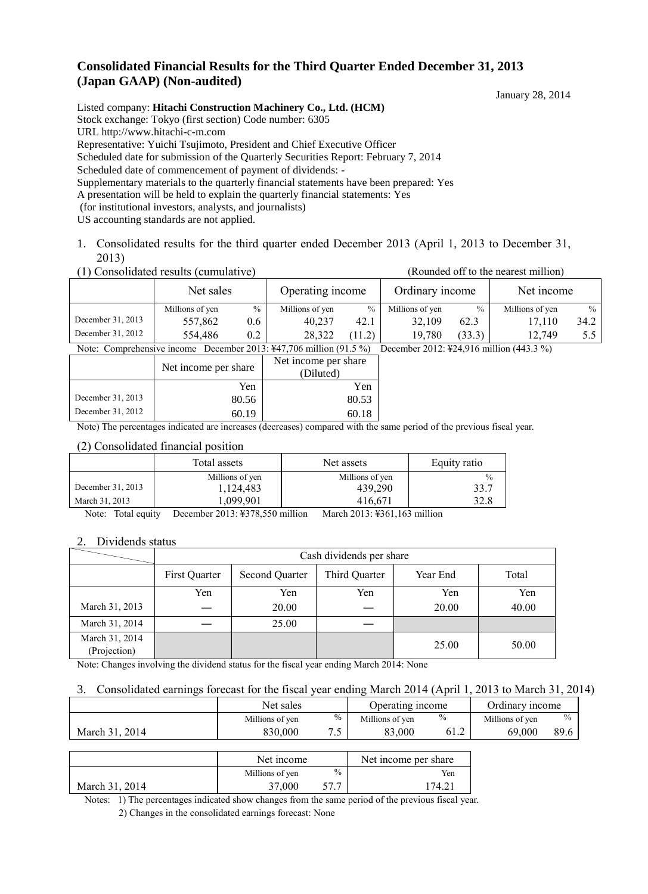# Consolidated Financial Results for the Third Quarter Ended December 31, 2013 (Japan GAAP) (Non-audited)

January 28, 2014

Listed company: **Hitachi Construction Machinery Co., Ltd. (HCM)**
Stock exchange: Tokyo (first section) Code number: 6305
URL http://www.hitachi-c-m.com
Representative: Yuichi Tsujimoto, President and Chief Executive Officer
Scheduled date for submission of the Quarterly Securities Report: February 7, 2014
Scheduled date of commencement of payment of dividends: -
Supplementary materials to the quarterly financial statements have been prepared: Yes
A presentation will be held to explain the quarterly financial statements: Yes
(for institutional investors, analysts, and journalists)
US accounting standards are not applied.

1. Consolidated results for the third quarter ended December 2013 (April 1, 2013 to December 31, 2013)

(1) Consolidated results (cumulative) (Rounded off to the nearest million)

| | Net sales | | Operating income | | Ordinary income | | Net income | |
|---|---|---|---|---|---|---|---|---|
| | Millions of yen | % | Millions of yen | % | Millions of yen | % | Millions of yen | % |
| December 31, 2013 | 557,862 | 0.6 | 40,237 | 42.1 | 32,109 | 62.3 | 17,110 | 34.2 |
| December 31, 2012 | 554,486 | 0.2 | 28,322 | (11.2) | 19,780 | (33.3) | 12,749 | 5.5 |

Note: Comprehensive income December 2013: ¥47,706 million (91.5 %) December 2012: ¥24,916 million (443.3 %)

| | Net income per share | Net income per share (Diluted) |
|---|---|---|
| | Yen | Yen |
| December 31, 2013 | 80.56 | 80.53 |
| December 31, 2012 | 60.19 | 60.18 |

Note) The percentages indicated are increases (decreases) compared with the same period of the previous fiscal year.

(2) Consolidated financial position

| | Total assets | Net assets | Equity ratio |
|---|---|---|---|
| | Millions of yen | Millions of yen | % |
| December 31, 2013 | 1,124,483 | 439,290 | 33.7 |
| March 31, 2013 | 1,099,901 | 416,671 | 32.8 |

Note: Total equity December 2013: ¥378,550 million March 2013: ¥361,163 million

2. Dividends status

| | Cash dividends per share | | | | |
|---|---|---|---|---|---|
| | First Quarter | Second Quarter | Third Quarter | Year End | Total |
| | Yen | Yen | Yen | Yen | Yen |
| March 31, 2013 | — | 20.00 | — | 20.00 | 40.00 |
| March 31, 2014 | — | 25.00 | — | | |
| March 31, 2014 (Projection) | | | | 25.00 | 50.00 |

Note: Changes involving the dividend status for the fiscal year ending March 2014: None

3. Consolidated earnings forecast for the fiscal year ending March 2014 (April 1, 2013 to March 31, 2014)

| | Net sales | | Operating income | | Ordinary income | |
|---|---|---|---|---|---|---|
| | Millions of yen | % | Millions of yen | % | Millions of yen | % |
| March 31, 2014 | 830,000 | 7.5 | 83,000 | 61.2 | 69,000 | 89.6 |

| | Net income | | Net income per share |
|---|---|---|---|
| | Millions of yen | % | Yen |
| March 31, 2014 | 37,000 | 57.7 | 174.21 |

Notes: 1) The percentages indicated show changes from the same period of the previous fiscal year.
2) Changes in the consolidated earnings forecast: None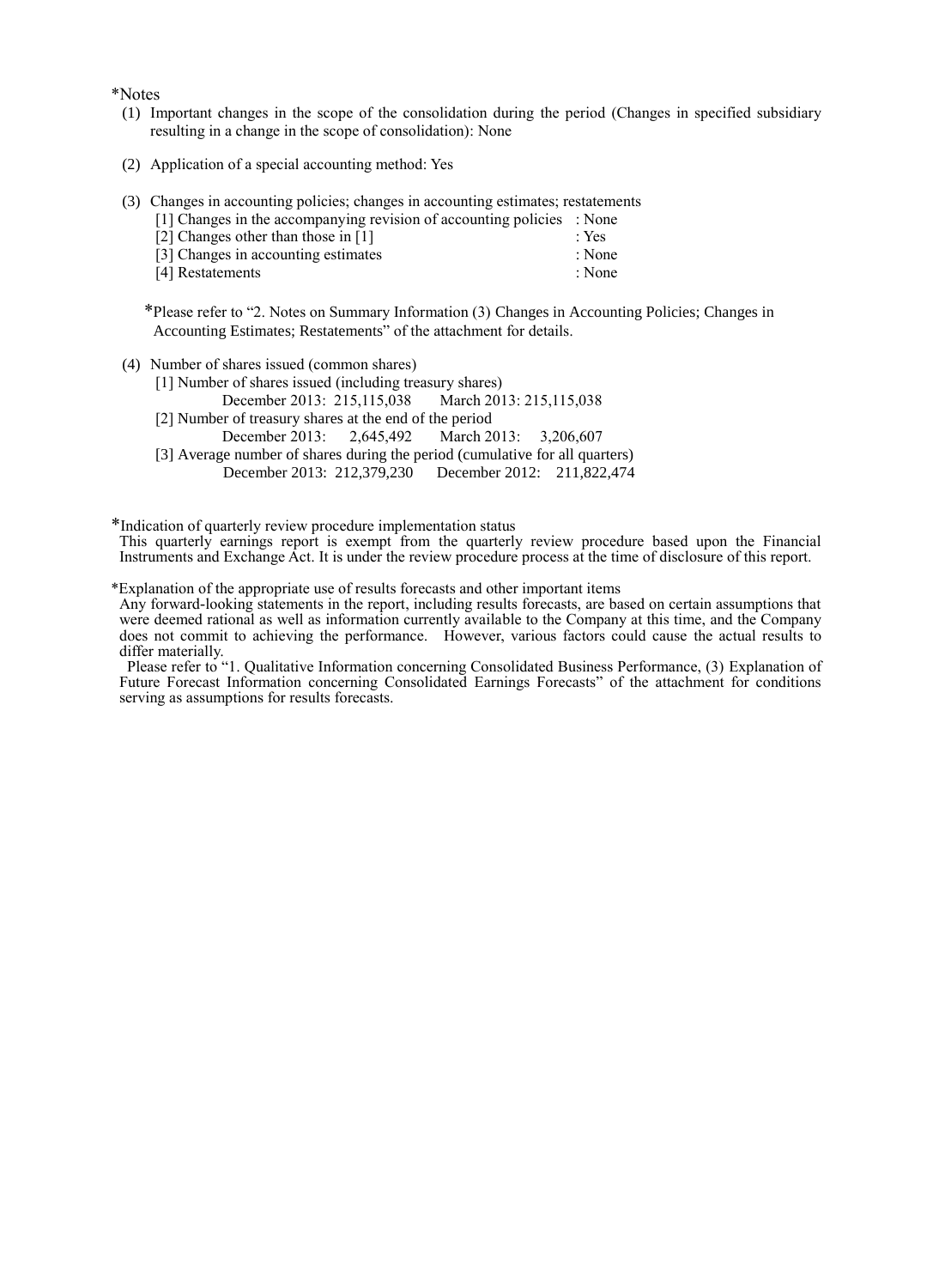*Notes

(1) Important changes in the scope of the consolidation during the period (Changes in specified subsidiary resulting in a change in the scope of consolidation): None

(2) Application of a special accounting method: Yes

(3) Changes in accounting policies; changes in accounting estimates; restatements

- [1] Changes in the accompanying revision of accounting policies : None
- [2] Changes other than those in [1] : Yes
- [3] Changes in accounting estimates : None
- [4] Restatements : None

*Please refer to "2. Notes on Summary Information (3) Changes in Accounting Policies; Changes in Accounting Estimates; Restatements" of the attachment for details.

(4) Number of shares issued (common shares)

[1] Number of shares issued (including treasury shares)
December 2013: 215,115,038 March 2013: 215,115,038

[2] Number of treasury shares at the end of the period
December 2013: 2,645,492 March 2013: 3,206,607

[3] Average number of shares during the period (cumulative for all quarters)
December 2013: 212,379,230 December 2012: 211,822,474

*Indication of quarterly review procedure implementation status
This quarterly earnings report is exempt from the quarterly review procedure based upon the Financial Instruments and Exchange Act. It is under the review procedure process at the time of disclosure of this report.

*Explanation of the appropriate use of results forecasts and other important items
Any forward-looking statements in the report, including results forecasts, are based on certain assumptions that were deemed rational as well as information currently available to the Company at this time, and the Company does not commit to achieving the performance. However, various factors could cause the actual results to differ materially.
Please refer to "1. Qualitative Information concerning Consolidated Business Performance, (3) Explanation of Future Forecast Information concerning Consolidated Earnings Forecasts" of the attachment for conditions serving as assumptions for results forecasts.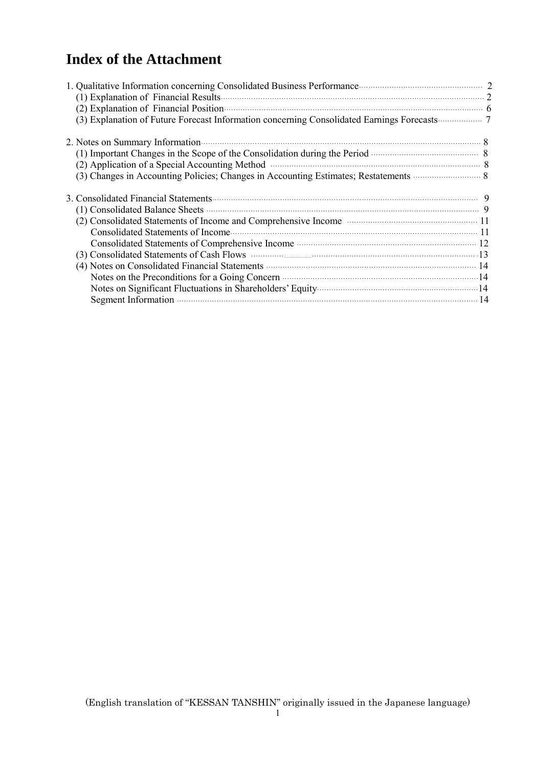# Index of the Attachment

1. Qualitative Information concerning Consolidated Business Performance ..... 2
   - (1) Explanation of Financial Results ..... 2
   - (2) Explanation of Financial Position ..... 6
   - (3) Explanation of Future Forecast Information concerning Consolidated Earnings Forecasts ..... 7

2. Notes on Summary Information ..... 8
   - (1) Important Changes in the Scope of the Consolidation during the Period ..... 8
   - (2) Application of a Special Accounting Method ..... 8
   - (3) Changes in Accounting Policies; Changes in Accounting Estimates; Restatements ..... 8

3. Consolidated Financial Statements ..... 9
   - (1) Consolidated Balance Sheets ..... 9
   - (2) Consolidated Statements of Income and Comprehensive Income ..... 11
     - Consolidated Statements of Income ..... 11
     - Consolidated Statements of Comprehensive Income ..... 12
   - (3) Consolidated Statements of Cash Flows ..... 13
   - (4) Notes on Consolidated Financial Statements ..... 14
     - Notes on the Preconditions for a Going Concern ..... 14
     - Notes on Significant Fluctuations in Shareholders' Equity ..... 14
     - Segment Information ..... 14

(English translation of "KESSAN TANSHIN" originally issued in the Japanese language)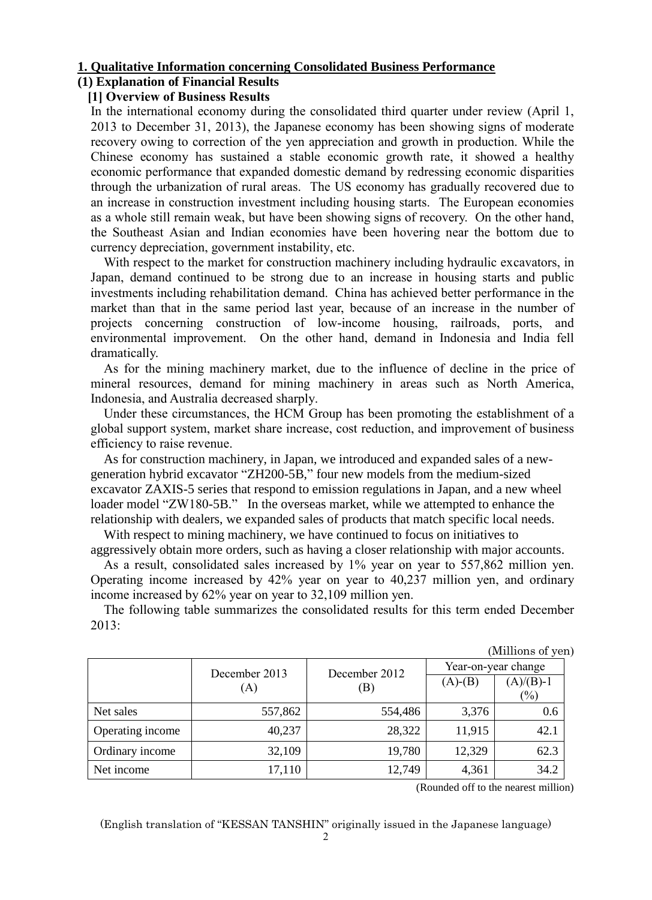## 1. Qualitative Information concerning Consolidated Business Performance

### (1) Explanation of Financial Results

#### [1] Overview of Business Results

In the international economy during the consolidated third quarter under review (April 1, 2013 to December 31, 2013), the Japanese economy has been showing signs of moderate recovery owing to correction of the yen appreciation and growth in production. While the Chinese economy has sustained a stable economic growth rate, it showed a healthy economic performance that expanded domestic demand by redressing economic disparities through the urbanization of rural areas. The US economy has gradually recovered due to an increase in construction investment including housing starts. The European economies as a whole still remain weak, but have been showing signs of recovery. On the other hand, the Southeast Asian and Indian economies have been hovering near the bottom due to currency depreciation, government instability, etc.

With respect to the market for construction machinery including hydraulic excavators, in Japan, demand continued to be strong due to an increase in housing starts and public investments including rehabilitation demand. China has achieved better performance in the market than that in the same period last year, because of an increase in the number of projects concerning construction of low-income housing, railroads, ports, and environmental improvement. On the other hand, demand in Indonesia and India fell dramatically.

As for the mining machinery market, due to the influence of decline in the price of mineral resources, demand for mining machinery in areas such as North America, Indonesia, and Australia decreased sharply.

Under these circumstances, the HCM Group has been promoting the establishment of a global support system, market share increase, cost reduction, and improvement of business efficiency to raise revenue.

As for construction machinery, in Japan, we introduced and expanded sales of a new-generation hybrid excavator "ZH200-5B," four new models from the medium-sized excavator ZAXIS-5 series that respond to emission regulations in Japan, and a new wheel loader model "ZW180-5B." In the overseas market, while we attempted to enhance the relationship with dealers, we expanded sales of products that match specific local needs.

With respect to mining machinery, we have continued to focus on initiatives to aggressively obtain more orders, such as having a closer relationship with major accounts.

As a result, consolidated sales increased by 1% year on year to 557,862 million yen. Operating income increased by 42% year on year to 40,237 million yen, and ordinary income increased by 62% year on year to 32,109 million yen.

The following table summarizes the consolidated results for this term ended December 2013:

(Millions of yen)

| | December 2013 (A) | December 2012 (B) | Year-on-year change | |
|---|---|---|---|---|
| | | | (A)-(B) | (A)/(B)-1 (%) |
| Net sales | 557,862 | 554,486 | 3,376 | 0.6 |
| Operating income | 40,237 | 28,322 | 11,915 | 42.1 |
| Ordinary income | 32,109 | 19,780 | 12,329 | 62.3 |
| Net income | 17,110 | 12,749 | 4,361 | 34.2 |

(Rounded off to the nearest million)

(English translation of "KESSAN TANSHIN" originally issued in the Japanese language)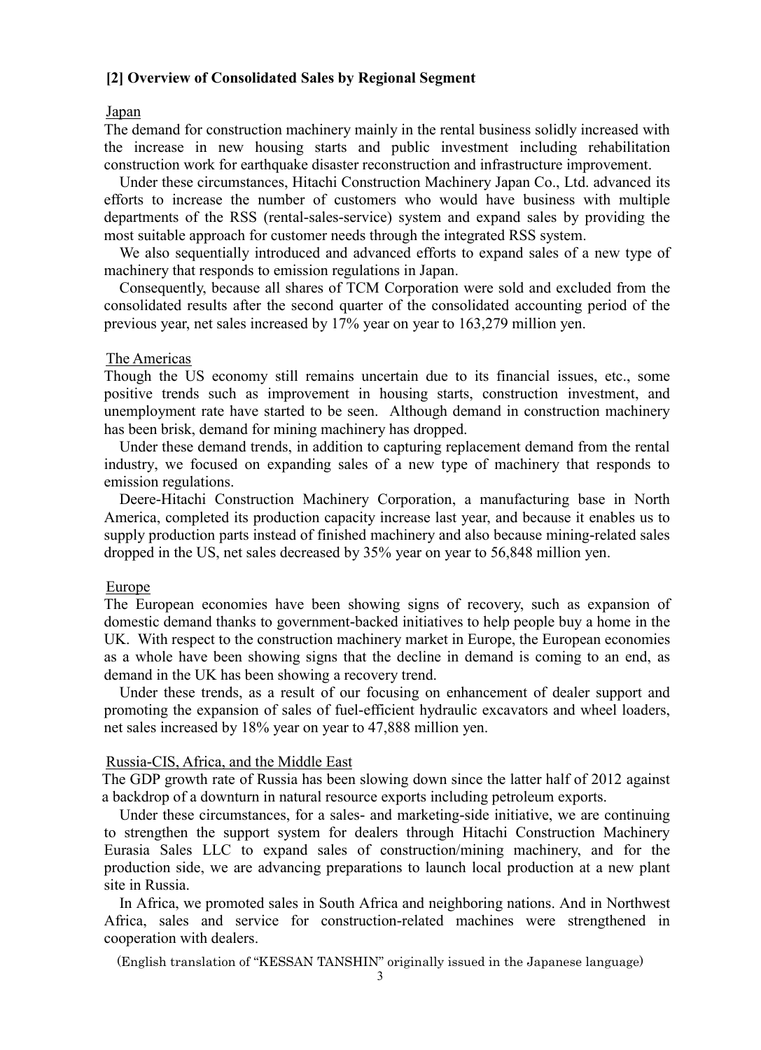## [2] Overview of Consolidated Sales by Regional Segment

Japan

The demand for construction machinery mainly in the rental business solidly increased with the increase in new housing starts and public investment including rehabilitation construction work for earthquake disaster reconstruction and infrastructure improvement.

Under these circumstances, Hitachi Construction Machinery Japan Co., Ltd. advanced its efforts to increase the number of customers who would have business with multiple departments of the RSS (rental-sales-service) system and expand sales by providing the most suitable approach for customer needs through the integrated RSS system.

We also sequentially introduced and advanced efforts to expand sales of a new type of machinery that responds to emission regulations in Japan.

Consequently, because all shares of TCM Corporation were sold and excluded from the consolidated results after the second quarter of the consolidated accounting period of the previous year, net sales increased by 17% year on year to 163,279 million yen.

The Americas

Though the US economy still remains uncertain due to its financial issues, etc., some positive trends such as improvement in housing starts, construction investment, and unemployment rate have started to be seen. Although demand in construction machinery has been brisk, demand for mining machinery has dropped.

Under these demand trends, in addition to capturing replacement demand from the rental industry, we focused on expanding sales of a new type of machinery that responds to emission regulations.

Deere-Hitachi Construction Machinery Corporation, a manufacturing base in North America, completed its production capacity increase last year, and because it enables us to supply production parts instead of finished machinery and also because mining-related sales dropped in the US, net sales decreased by 35% year on year to 56,848 million yen.

Europe

The European economies have been showing signs of recovery, such as expansion of domestic demand thanks to government-backed initiatives to help people buy a home in the UK. With respect to the construction machinery market in Europe, the European economies as a whole have been showing signs that the decline in demand is coming to an end, as demand in the UK has been showing a recovery trend.

Under these trends, as a result of our focusing on enhancement of dealer support and promoting the expansion of sales of fuel-efficient hydraulic excavators and wheel loaders, net sales increased by 18% year on year to 47,888 million yen.

Russia-CIS, Africa, and the Middle East

The GDP growth rate of Russia has been slowing down since the latter half of 2012 against a backdrop of a downturn in natural resource exports including petroleum exports.

Under these circumstances, for a sales- and marketing-side initiative, we are continuing to strengthen the support system for dealers through Hitachi Construction Machinery Eurasia Sales LLC to expand sales of construction/mining machinery, and for the production side, we are advancing preparations to launch local production at a new plant site in Russia.

In Africa, we promoted sales in South Africa and neighboring nations. And in Northwest Africa, sales and service for construction-related machines were strengthened in cooperation with dealers.

(English translation of "KESSAN TANSHIN" originally issued in the Japanese language)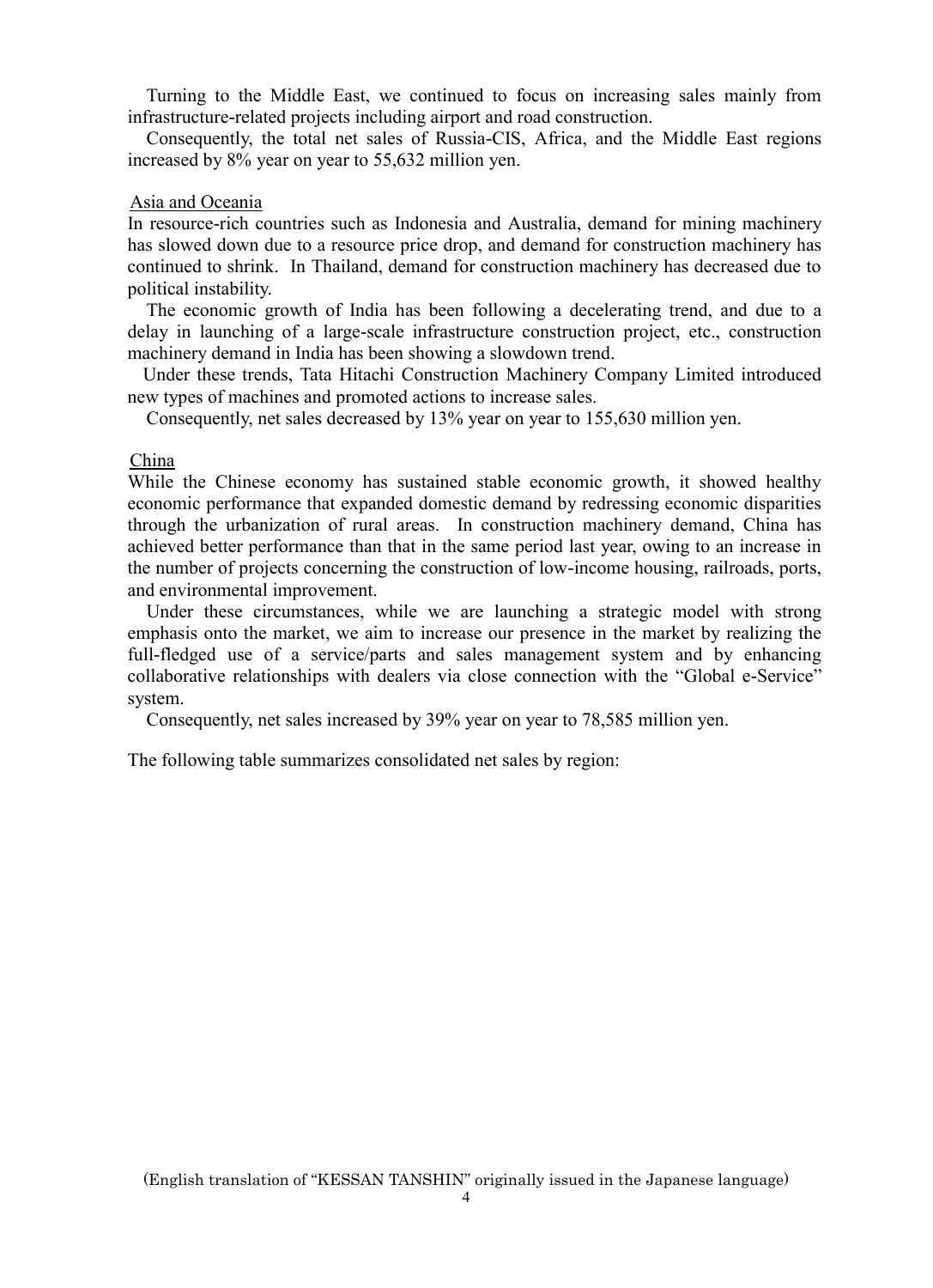Turning to the Middle East, we continued to focus on increasing sales mainly from infrastructure-related projects including airport and road construction.

Consequently, the total net sales of Russia-CIS, Africa, and the Middle East regions increased by 8% year on year to 55,632 million yen.

Asia and Oceania

In resource-rich countries such as Indonesia and Australia, demand for mining machinery has slowed down due to a resource price drop, and demand for construction machinery has continued to shrink. In Thailand, demand for construction machinery has decreased due to political instability.

The economic growth of India has been following a decelerating trend, and due to a delay in launching of a large-scale infrastructure construction project, etc., construction machinery demand in India has been showing a slowdown trend.

Under these trends, Tata Hitachi Construction Machinery Company Limited introduced new types of machines and promoted actions to increase sales.

Consequently, net sales decreased by 13% year on year to 155,630 million yen.

China

While the Chinese economy has sustained stable economic growth, it showed healthy economic performance that expanded domestic demand by redressing economic disparities through the urbanization of rural areas. In construction machinery demand, China has achieved better performance than that in the same period last year, owing to an increase in the number of projects concerning the construction of low-income housing, railroads, ports, and environmental improvement.

Under these circumstances, while we are launching a strategic model with strong emphasis onto the market, we aim to increase our presence in the market by realizing the full-fledged use of a service/parts and sales management system and by enhancing collaborative relationships with dealers via close connection with the "Global e-Service" system.

Consequently, net sales increased by 39% year on year to 78,585 million yen.

The following table summarizes consolidated net sales by region: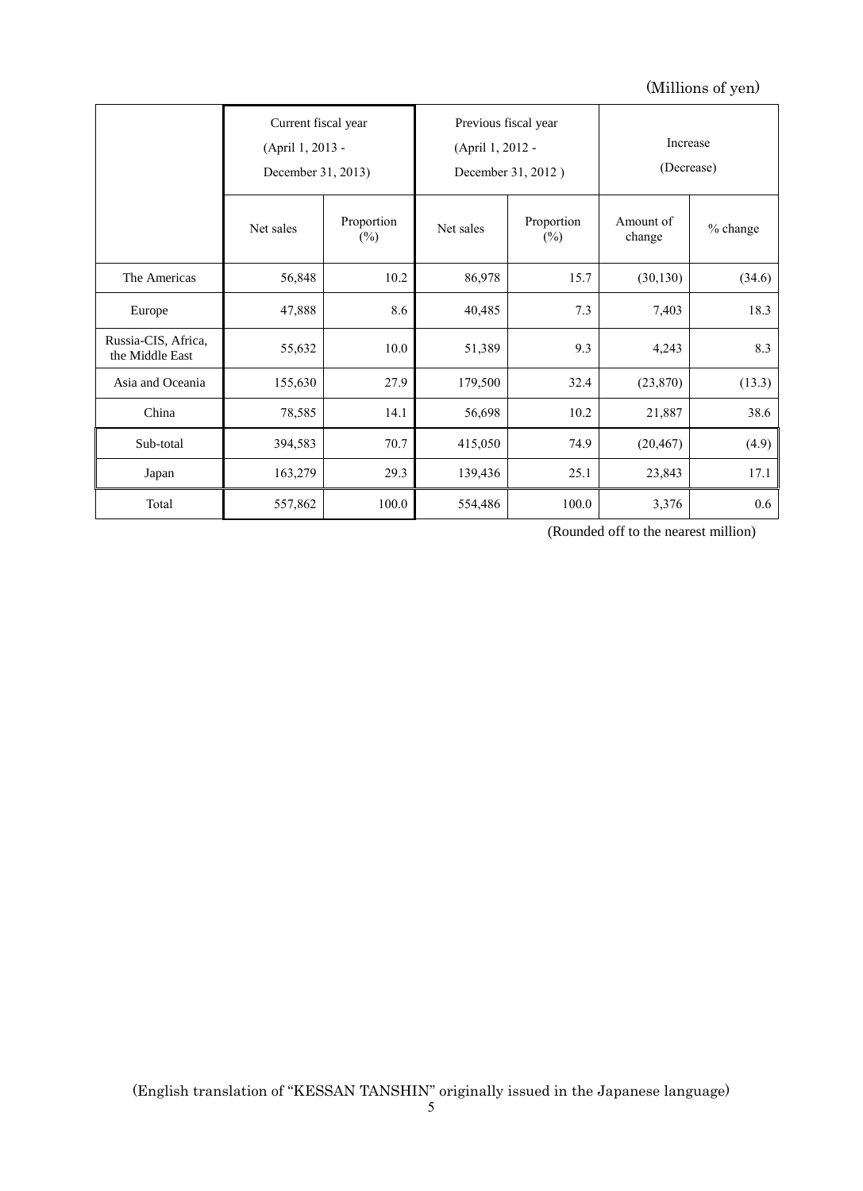(Millions of yen)

| | Current fiscal year (April 1, 2013 - December 31, 2013) | | Previous fiscal year (April 1, 2012 - December 31, 2012 ) | | Increase (Decrease) | |
|---|---|---|---|---|---|---|
| | Net sales | Proportion (%) | Net sales | Proportion (%) | Amount of change | % change |
| The Americas | 56,848 | 10.2 | 86,978 | 15.7 | (30,130) | (34.6) |
| Europe | 47,888 | 8.6 | 40,485 | 7.3 | 7,403 | 18.3 |
| Russia-CIS, Africa, the Middle East | 55,632 | 10.0 | 51,389 | 9.3 | 4,243 | 8.3 |
| Asia and Oceania | 155,630 | 27.9 | 179,500 | 32.4 | (23,870) | (13.3) |
| China | 78,585 | 14.1 | 56,698 | 10.2 | 21,887 | 38.6 |
| Sub-total | 394,583 | 70.7 | 415,050 | 74.9 | (20,467) | (4.9) |
| Japan | 163,279 | 29.3 | 139,436 | 25.1 | 23,843 | 17.1 |
| Total | 557,862 | 100.0 | 554,486 | 100.0 | 3,376 | 0.6 |

(Rounded off to the nearest million)

(English translation of "KESSAN TANSHIN" originally issued in the Japanese language)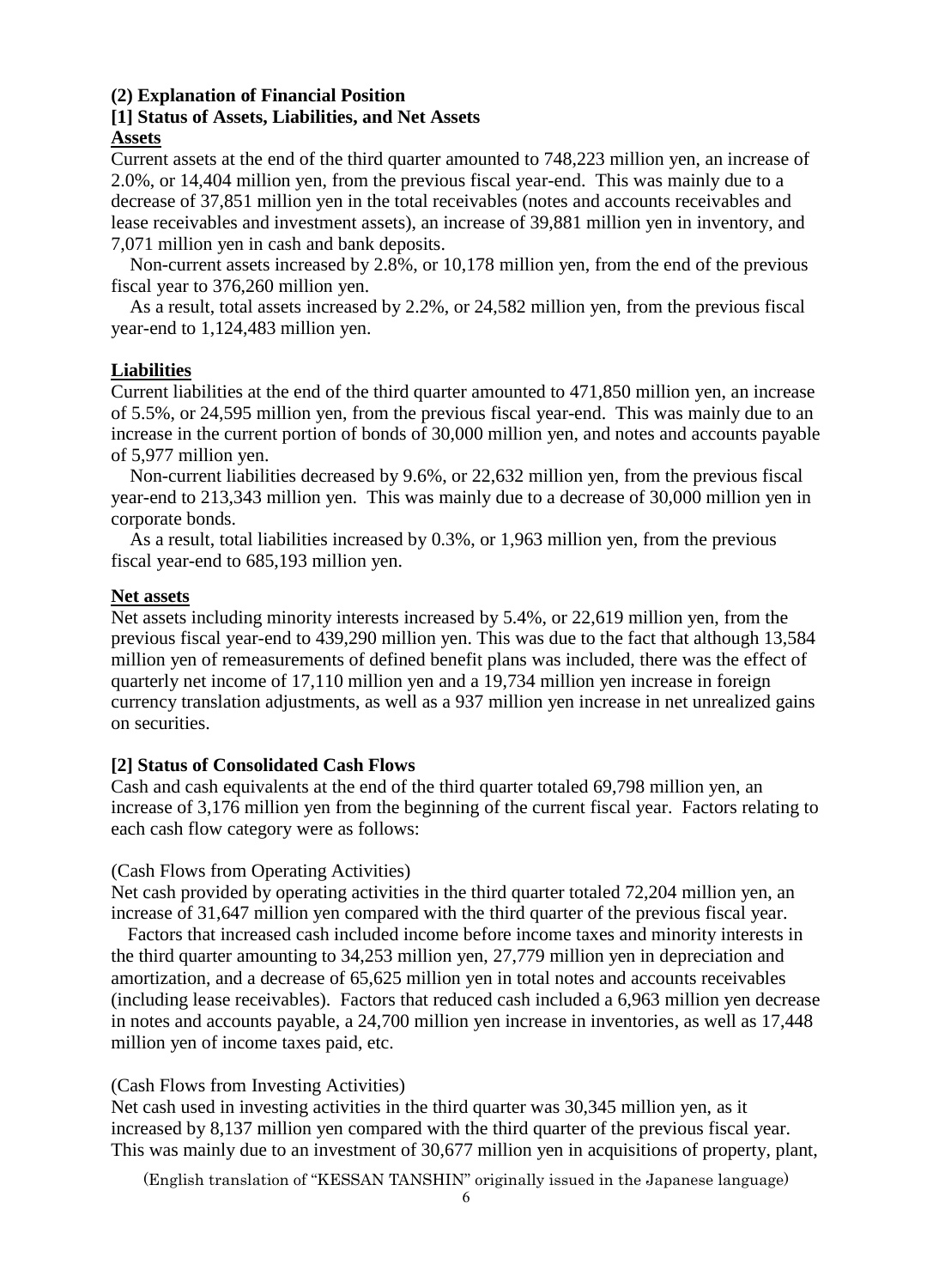### (2) Explanation of Financial Position

### [1] Status of Assets, Liabilities, and Net Assets

**Assets**

Current assets at the end of the third quarter amounted to 748,223 million yen, an increase of 2.0%, or 14,404 million yen, from the previous fiscal year-end. This was mainly due to a decrease of 37,851 million yen in the total receivables (notes and accounts receivables and lease receivables and investment assets), an increase of 39,881 million yen in inventory, and 7,071 million yen in cash and bank deposits.

Non-current assets increased by 2.8%, or 10,178 million yen, from the end of the previous fiscal year to 376,260 million yen.

As a result, total assets increased by 2.2%, or 24,582 million yen, from the previous fiscal year-end to 1,124,483 million yen.

**Liabilities**

Current liabilities at the end of the third quarter amounted to 471,850 million yen, an increase of 5.5%, or 24,595 million yen, from the previous fiscal year-end. This was mainly due to an increase in the current portion of bonds of 30,000 million yen, and notes and accounts payable of 5,977 million yen.

Non-current liabilities decreased by 9.6%, or 22,632 million yen, from the previous fiscal year-end to 213,343 million yen. This was mainly due to a decrease of 30,000 million yen in corporate bonds.

As a result, total liabilities increased by 0.3%, or 1,963 million yen, from the previous fiscal year-end to 685,193 million yen.

**Net assets**

Net assets including minority interests increased by 5.4%, or 22,619 million yen, from the previous fiscal year-end to 439,290 million yen. This was due to the fact that although 13,584 million yen of remeasurements of defined benefit plans was included, there was the effect of quarterly net income of 17,110 million yen and a 19,734 million yen increase in foreign currency translation adjustments, as well as a 937 million yen increase in net unrealized gains on securities.

### [2] Status of Consolidated Cash Flows

Cash and cash equivalents at the end of the third quarter totaled 69,798 million yen, an increase of 3,176 million yen from the beginning of the current fiscal year. Factors relating to each cash flow category were as follows:

(Cash Flows from Operating Activities)

Net cash provided by operating activities in the third quarter totaled 72,204 million yen, an increase of 31,647 million yen compared with the third quarter of the previous fiscal year.

Factors that increased cash included income before income taxes and minority interests in the third quarter amounting to 34,253 million yen, 27,779 million yen in depreciation and amortization, and a decrease of 65,625 million yen in total notes and accounts receivables (including lease receivables). Factors that reduced cash included a 6,963 million yen decrease in notes and accounts payable, a 24,700 million yen increase in inventories, as well as 17,448 million yen of income taxes paid, etc.

(Cash Flows from Investing Activities)

Net cash used in investing activities in the third quarter was 30,345 million yen, as it increased by 8,137 million yen compared with the third quarter of the previous fiscal year. This was mainly due to an investment of 30,677 million yen in acquisitions of property, plant,

(English translation of "KESSAN TANSHIN" originally issued in the Japanese language)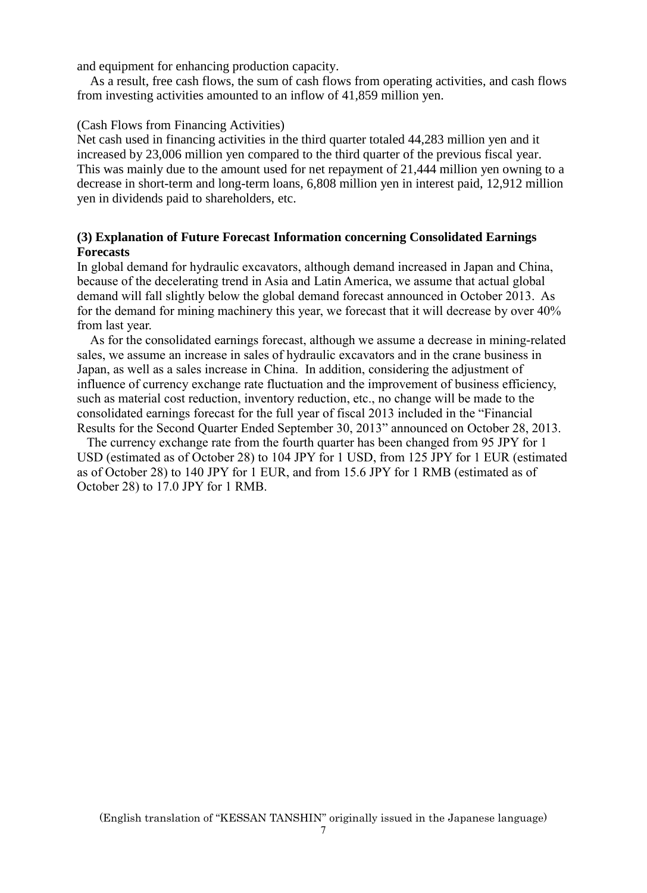and equipment for enhancing production capacity.

As a result, free cash flows, the sum of cash flows from operating activities, and cash flows from investing activities amounted to an inflow of 41,859 million yen.

(Cash Flows from Financing Activities)

Net cash used in financing activities in the third quarter totaled 44,283 million yen and it increased by 23,006 million yen compared to the third quarter of the previous fiscal year. This was mainly due to the amount used for net repayment of 21,444 million yen owning to a decrease in short-term and long-term loans, 6,808 million yen in interest paid, 12,912 million yen in dividends paid to shareholders, etc.

**(3) Explanation of Future Forecast Information concerning Consolidated Earnings Forecasts**

In global demand for hydraulic excavators, although demand increased in Japan and China, because of the decelerating trend in Asia and Latin America, we assume that actual global demand will fall slightly below the global demand forecast announced in October 2013. As for the demand for mining machinery this year, we forecast that it will decrease by over 40% from last year.

As for the consolidated earnings forecast, although we assume a decrease in mining-related sales, we assume an increase in sales of hydraulic excavators and in the crane business in Japan, as well as a sales increase in China. In addition, considering the adjustment of influence of currency exchange rate fluctuation and the improvement of business efficiency, such as material cost reduction, inventory reduction, etc., no change will be made to the consolidated earnings forecast for the full year of fiscal 2013 included in the "Financial Results for the Second Quarter Ended September 30, 2013" announced on October 28, 2013.

The currency exchange rate from the fourth quarter has been changed from 95 JPY for 1 USD (estimated as of October 28) to 104 JPY for 1 USD, from 125 JPY for 1 EUR (estimated as of October 28) to 140 JPY for 1 EUR, and from 15.6 JPY for 1 RMB (estimated as of October 28) to 17.0 JPY for 1 RMB.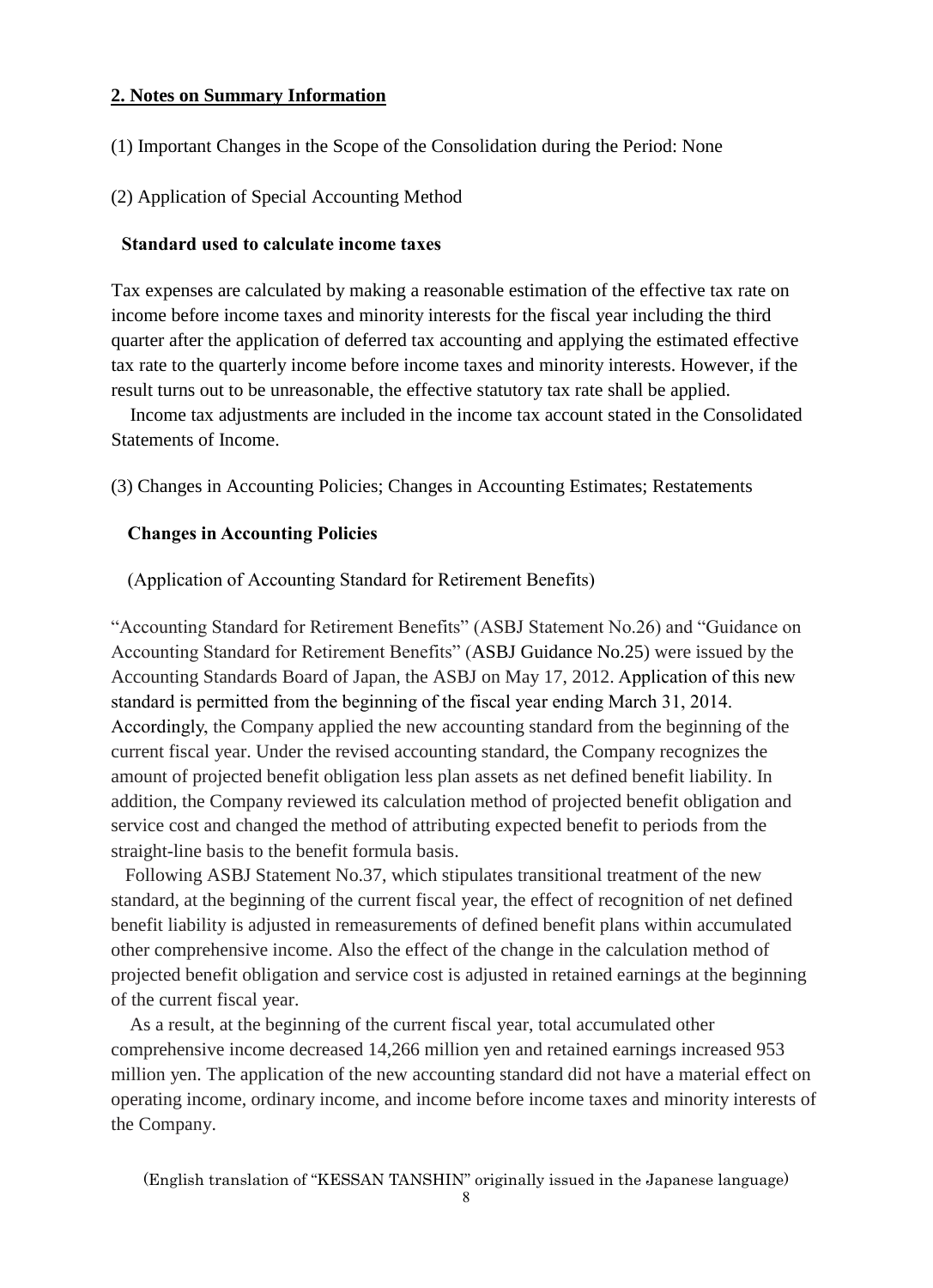## 2. Notes on Summary Information

(1) Important Changes in the Scope of the Consolidation during the Period: None

(2) Application of Special Accounting Method

**Standard used to calculate income taxes**

Tax expenses are calculated by making a reasonable estimation of the effective tax rate on income before income taxes and minority interests for the fiscal year including the third quarter after the application of deferred tax accounting and applying the estimated effective tax rate to the quarterly income before income taxes and minority interests. However, if the result turns out to be unreasonable, the effective statutory tax rate shall be applied.

Income tax adjustments are included in the income tax account stated in the Consolidated Statements of Income.

(3) Changes in Accounting Policies; Changes in Accounting Estimates; Restatements

**Changes in Accounting Policies**

(Application of Accounting Standard for Retirement Benefits)

"Accounting Standard for Retirement Benefits" (ASBJ Statement No.26) and "Guidance on Accounting Standard for Retirement Benefits" (ASBJ Guidance No.25) were issued by the Accounting Standards Board of Japan, the ASBJ on May 17, 2012. Application of this new standard is permitted from the beginning of the fiscal year ending March 31, 2014. Accordingly, the Company applied the new accounting standard from the beginning of the current fiscal year. Under the revised accounting standard, the Company recognizes the amount of projected benefit obligation less plan assets as net defined benefit liability. In addition, the Company reviewed its calculation method of projected benefit obligation and service cost and changed the method of attributing expected benefit to periods from the straight-line basis to the benefit formula basis.

Following ASBJ Statement No.37, which stipulates transitional treatment of the new standard, at the beginning of the current fiscal year, the effect of recognition of net defined benefit liability is adjusted in remeasurements of defined benefit plans within accumulated other comprehensive income. Also the effect of the change in the calculation method of projected benefit obligation and service cost is adjusted in retained earnings at the beginning of the current fiscal year.

As a result, at the beginning of the current fiscal year, total accumulated other comprehensive income decreased 14,266 million yen and retained earnings increased 953 million yen. The application of the new accounting standard did not have a material effect on operating income, ordinary income, and income before income taxes and minority interests of the Company.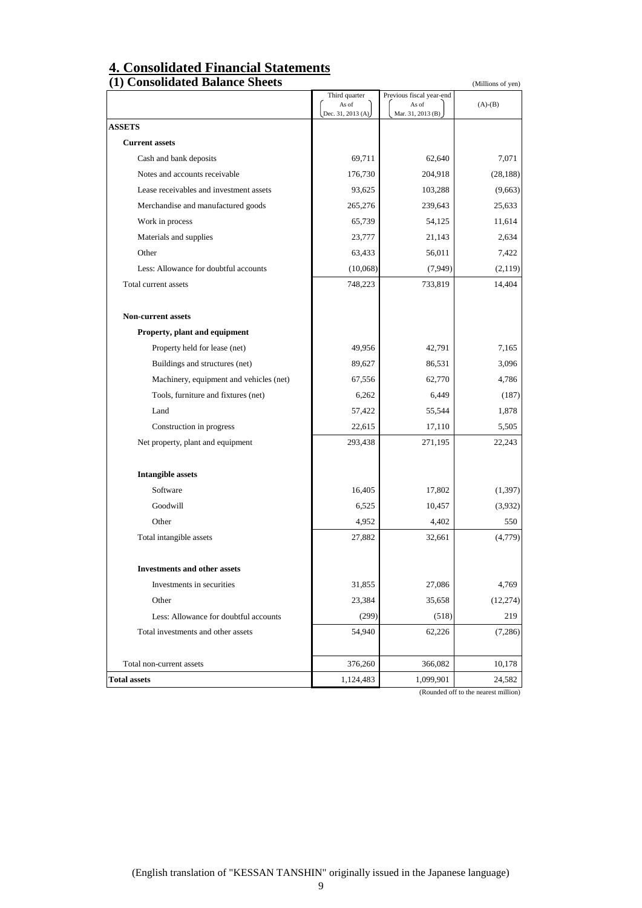## 4. Consolidated Financial Statements

### (1) Consolidated Balance Sheets

(Millions of yen)

| | Third quarter As of Dec. 31, 2013 (A) | Previous fiscal year-end As of Mar. 31, 2013 (B) | (A)-(B) |
|---|---|---|---|
| **ASSETS** | | | |
| **Current assets** | | | |
| Cash and bank deposits | 69,711 | 62,640 | 7,071 |
| Notes and accounts receivable | 176,730 | 204,918 | (28,188) |
| Lease receivables and investment assets | 93,625 | 103,288 | (9,663) |
| Merchandise and manufactured goods | 265,276 | 239,643 | 25,633 |
| Work in process | 65,739 | 54,125 | 11,614 |
| Materials and supplies | 23,777 | 21,143 | 2,634 |
| Other | 63,433 | 56,011 | 7,422 |
| Less: Allowance for doubtful accounts | (10,068) | (7,949) | (2,119) |
| Total current assets | 748,223 | 733,819 | 14,404 |
| **Non-current assets** | | | |
| **Property, plant and equipment** | | | |
| Property held for lease (net) | 49,956 | 42,791 | 7,165 |
| Buildings and structures (net) | 89,627 | 86,531 | 3,096 |
| Machinery, equipment and vehicles (net) | 67,556 | 62,770 | 4,786 |
| Tools, furniture and fixtures (net) | 6,262 | 6,449 | (187) |
| Land | 57,422 | 55,544 | 1,878 |
| Construction in progress | 22,615 | 17,110 | 5,505 |
| Net property, plant and equipment | 293,438 | 271,195 | 22,243 |
| **Intangible assets** | | | |
| Software | 16,405 | 17,802 | (1,397) |
| Goodwill | 6,525 | 10,457 | (3,932) |
| Other | 4,952 | 4,402 | 550 |
| Total intangible assets | 27,882 | 32,661 | (4,779) |
| **Investments and other assets** | | | |
| Investments in securities | 31,855 | 27,086 | 4,769 |
| Other | 23,384 | 35,658 | (12,274) |
| Less: Allowance for doubtful accounts | (299) | (518) | 219 |
| Total investments and other assets | 54,940 | 62,226 | (7,286) |
| Total non-current assets | 376,260 | 366,082 | 10,178 |
| **Total assets** | 1,124,483 | 1,099,901 | 24,582 |

(Rounded off to the nearest million)

(English translation of "KESSAN TANSHIN" originally issued in the Japanese language)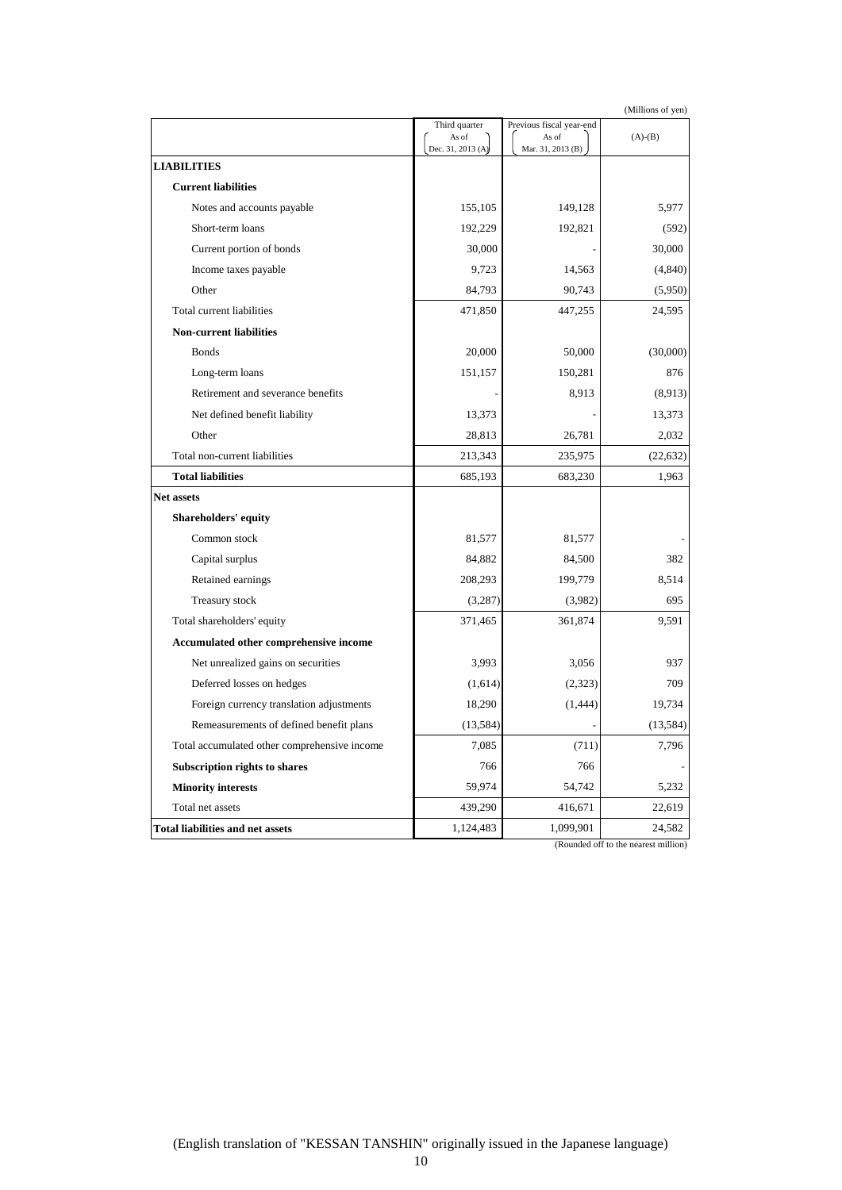(Millions of yen)

| | Third quarter As of Dec. 31, 2013 (A) | Previous fiscal year-end As of Mar. 31, 2013 (B) | (A)-(B) |
|---|---|---|---|
| **LIABILITIES** | | | |
| **Current liabilities** | | | |
| Notes and accounts payable | 155,105 | 149,128 | 5,977 |
| Short-term loans | 192,229 | 192,821 | (592) |
| Current portion of bonds | 30,000 | - | 30,000 |
| Income taxes payable | 9,723 | 14,563 | (4,840) |
| Other | 84,793 | 90,743 | (5,950) |
| Total current liabilities | 471,850 | 447,255 | 24,595 |
| **Non-current liabilities** | | | |
| Bonds | 20,000 | 50,000 | (30,000) |
| Long-term loans | 151,157 | 150,281 | 876 |
| Retirement and severance benefits | - | 8,913 | (8,913) |
| Net defined benefit liability | 13,373 | - | 13,373 |
| Other | 28,813 | 26,781 | 2,032 |
| Total non-current liabilities | 213,343 | 235,975 | (22,632) |
| **Total liabilities** | 685,193 | 683,230 | 1,963 |
| **Net assets** | | | |
| **Shareholders' equity** | | | |
| Common stock | 81,577 | 81,577 | - |
| Capital surplus | 84,882 | 84,500 | 382 |
| Retained earnings | 208,293 | 199,779 | 8,514 |
| Treasury stock | (3,287) | (3,982) | 695 |
| Total shareholders' equity | 371,465 | 361,874 | 9,591 |
| **Accumulated other comprehensive income** | | | |
| Net unrealized gains on securities | 3,993 | 3,056 | 937 |
| Deferred losses on hedges | (1,614) | (2,323) | 709 |
| Foreign currency translation adjustments | 18,290 | (1,444) | 19,734 |
| Remeasurements of defined benefit plans | (13,584) | - | (13,584) |
| Total accumulated other comprehensive income | 7,085 | (711) | 7,796 |
| **Subscription rights to shares** | 766 | 766 | - |
| **Minority interests** | 59,974 | 54,742 | 5,232 |
| Total net assets | 439,290 | 416,671 | 22,619 |
| **Total liabilities and net assets** | 1,124,483 | 1,099,901 | 24,582 |

(Rounded off to the nearest million)

(English translation of "KESSAN TANSHIN" originally issued in the Japanese language)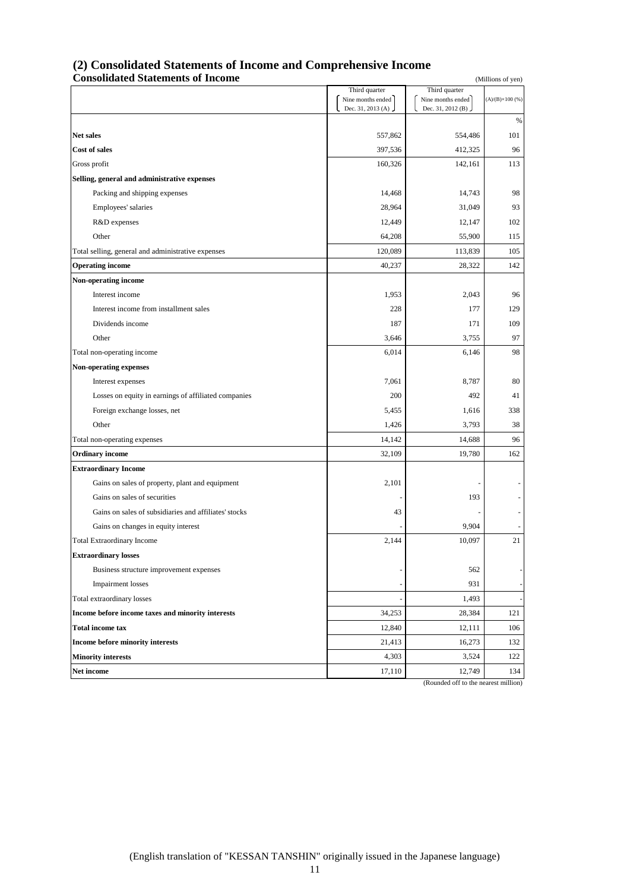## (2) Consolidated Statements of Income and Comprehensive Income

### Consolidated Statements of Income

(Millions of yen)

| | Third quarter (Nine months ended Dec. 31, 2013 (A)) | Third quarter (Nine months ended Dec. 31, 2012 (B)) | (A)/(B)×100 (%) |
|---|---|---|---|
| | | | % |
| **Net sales** | 557,862 | 554,486 | 101 |
| **Cost of sales** | 397,536 | 412,325 | 96 |
| Gross profit | 160,326 | 142,161 | 113 |
| **Selling, general and administrative expenses** | | | |
| Packing and shipping expenses | 14,468 | 14,743 | 98 |
| Employees' salaries | 28,964 | 31,049 | 93 |
| R&D expenses | 12,449 | 12,147 | 102 |
| Other | 64,208 | 55,900 | 115 |
| Total selling, general and administrative expenses | 120,089 | 113,839 | 105 |
| **Operating income** | 40,237 | 28,322 | 142 |
| **Non-operating income** | | | |
| Interest income | 1,953 | 2,043 | 96 |
| Interest income from installment sales | 228 | 177 | 129 |
| Dividends income | 187 | 171 | 109 |
| Other | 3,646 | 3,755 | 97 |
| Total non-operating income | 6,014 | 6,146 | 98 |
| **Non-operating expenses** | | | |
| Interest expenses | 7,061 | 8,787 | 80 |
| Losses on equity in earnings of affiliated companies | 200 | 492 | 41 |
| Foreign exchange losses, net | 5,455 | 1,616 | 338 |
| Other | 1,426 | 3,793 | 38 |
| Total non-operating expenses | 14,142 | 14,688 | 96 |
| **Ordinary income** | 32,109 | 19,780 | 162 |
| **Extraordinary Income** | | | |
| Gains on sales of property, plant and equipment | 2,101 | - | - |
| Gains on sales of securities | - | 193 | - |
| Gains on sales of subsidiaries and affiliates' stocks | 43 | - | - |
| Gains on changes in equity interest | - | 9,904 | - |
| Total Extraordinary Income | 2,144 | 10,097 | 21 |
| **Extraordinary losses** | | | |
| Business structure improvement expenses | - | 562 | - |
| Impairment losses | - | 931 | - |
| Total extraordinary losses | - | 1,493 | - |
| **Income before income taxes and minority interests** | 34,253 | 28,384 | 121 |
| **Total income tax** | 12,840 | 12,111 | 106 |
| **Income before minority interests** | 21,413 | 16,273 | 132 |
| **Minority interests** | 4,303 | 3,524 | 122 |
| **Net income** | 17,110 | 12,749 | 134 |

(Rounded off to the nearest million)

(English translation of "KESSAN TANSHIN" originally issued in the Japanese language)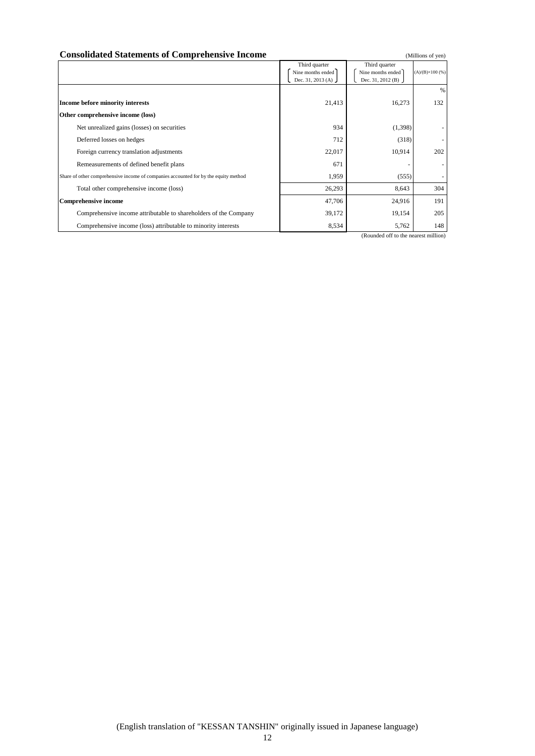## Consolidated Statements of Comprehensive Income

(Millions of yen)

| | Third quarter<br>Nine months ended<br>Dec. 31, 2013 (A) | Third quarter<br>Nine months ended<br>Dec. 31, 2012 (B) | (A)/(B)×100 (%) |
|---|---|---|---|
| | | | % |
| **Income before minority interests** | 21,413 | 16,273 | 132 |
| **Other comprehensive income (loss)** | | | |
| Net unrealized gains (losses) on securities | 934 | (1,398) | - |
| Deferred losses on hedges | 712 | (318) | - |
| Foreign currency translation adjustments | 22,017 | 10,914 | 202 |
| Remeasurements of defined benefit plans | 671 | - | - |
| Share of other comprehensive income of companies accounted for by the equity method | 1,959 | (555) | - |
| Total other comprehensive income (loss) | 26,293 | 8,643 | 304 |
| **Comprehensive income** | 47,706 | 24,916 | 191 |
| Comprehensive income attributable to shareholders of the Company | 39,172 | 19,154 | 205 |
| Comprehensive income (loss) attributable to minority interests | 8,534 | 5,762 | 148 |

(Rounded off to the nearest million)

(English translation of "KESSAN TANSHIN" originally issued in Japanese language)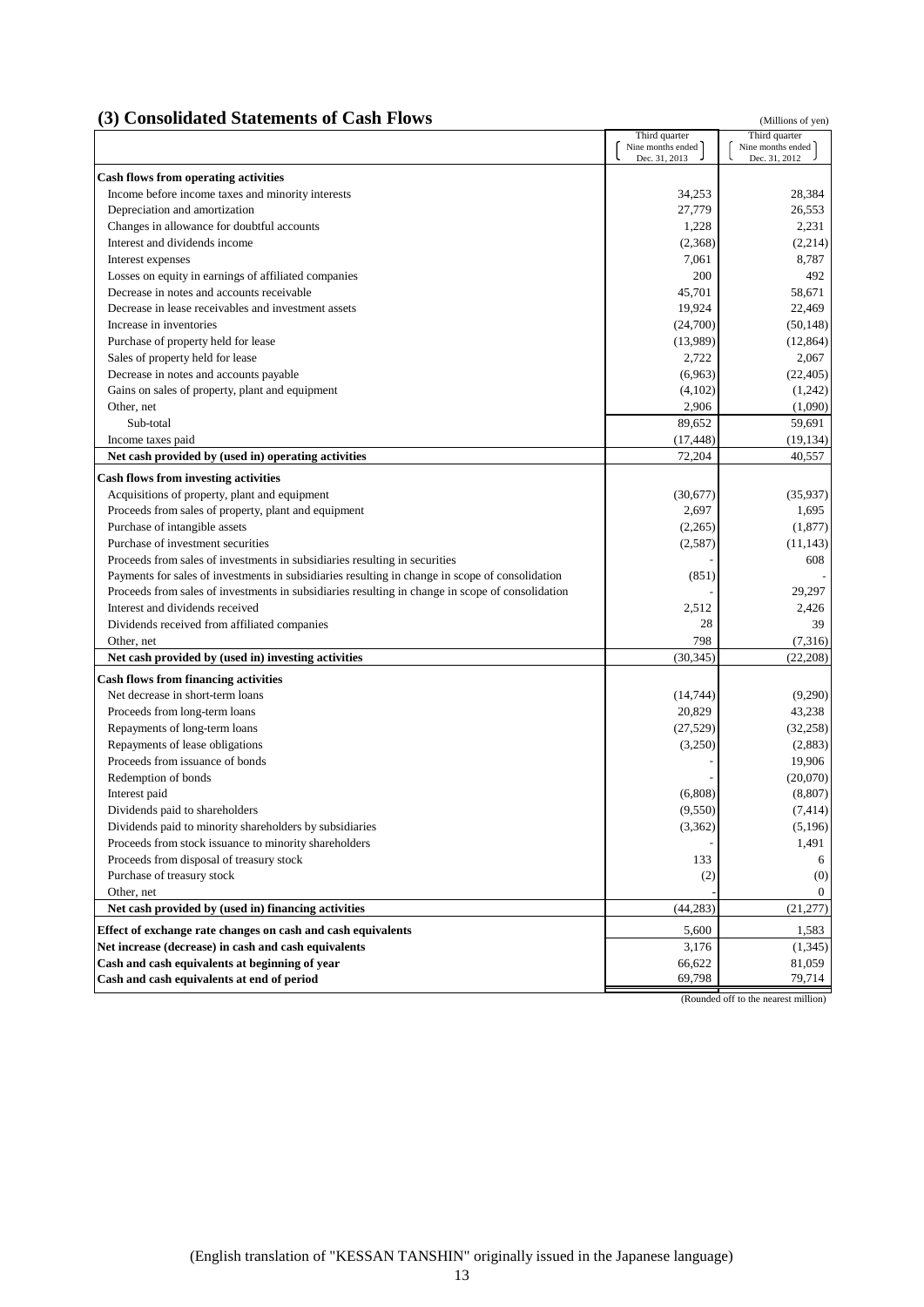## (3) Consolidated Statements of Cash Flows

(Millions of yen)

| | Third quarter (Nine months ended Dec. 31, 2013) | Third quarter (Nine months ended Dec. 31, 2012) |
|---|---|---|
| **Cash flows from operating activities** | | |
| Income before income taxes and minority interests | 34,253 | 28,384 |
| Depreciation and amortization | 27,779 | 26,553 |
| Changes in allowance for doubtful accounts | 1,228 | 2,231 |
| Interest and dividends income | (2,368) | (2,214) |
| Interest expenses | 7,061 | 8,787 |
| Losses on equity in earnings of affiliated companies | 200 | 492 |
| Decrease in notes and accounts receivable | 45,701 | 58,671 |
| Decrease in lease receivables and investment assets | 19,924 | 22,469 |
| Increase in inventories | (24,700) | (50,148) |
| Purchase of property held for lease | (13,989) | (12,864) |
| Sales of property held for lease | 2,722 | 2,067 |
| Decrease in notes and accounts payable | (6,963) | (22,405) |
| Gains on sales of property, plant and equipment | (4,102) | (1,242) |
| Other, net | 2,906 | (1,090) |
| Sub-total | 89,652 | 59,691 |
| Income taxes paid | (17,448) | (19,134) |
| **Net cash provided by (used in) operating activities** | 72,204 | 40,557 |
| **Cash flows from investing activities** | | |
| Acquisitions of property, plant and equipment | (30,677) | (35,937) |
| Proceeds from sales of property, plant and equipment | 2,697 | 1,695 |
| Purchase of intangible assets | (2,265) | (1,877) |
| Purchase of investment securities | (2,587) | (11,143) |
| Proceeds from sales of investments in subsidiaries resulting in securities | - | 608 |
| Payments for sales of investments in subsidiaries resulting in change in scope of consolidation | (851) | - |
| Proceeds from sales of investments in subsidiaries resulting in change in scope of consolidation | - | 29,297 |
| Interest and dividends received | 2,512 | 2,426 |
| Dividends received from affiliated companies | 28 | 39 |
| Other, net | 798 | (7,316) |
| **Net cash provided by (used in) investing activities** | (30,345) | (22,208) |
| **Cash flows from financing activities** | | |
| Net decrease in short-term loans | (14,744) | (9,290) |
| Proceeds from long-term loans | 20,829 | 43,238 |
| Repayments of long-term loans | (27,529) | (32,258) |
| Repayments of lease obligations | (3,250) | (2,883) |
| Proceeds from issuance of bonds | - | 19,906 |
| Redemption of bonds | - | (20,070) |
| Interest paid | (6,808) | (8,807) |
| Dividends paid to shareholders | (9,550) | (7,414) |
| Dividends paid to minority shareholders by subsidiaries | (3,362) | (5,196) |
| Proceeds from stock issuance to minority shareholders | - | 1,491 |
| Proceeds from disposal of treasury stock | 133 | 6 |
| Purchase of treasury stock | (2) | (0) |
| Other, net | - | 0 |
| **Net cash provided by (used in) financing activities** | (44,283) | (21,277) |
| **Effect of exchange rate changes on cash and cash equivalents** | 5,600 | 1,583 |
| **Net increase (decrease) in cash and cash equivalents** | 3,176 | (1,345) |
| **Cash and cash equivalents at beginning of year** | 66,622 | 81,059 |
| **Cash and cash equivalents at end of period** | 69,798 | 79,714 |

(Rounded off to the nearest million)

(English translation of "KESSAN TANSHIN" originally issued in the Japanese language)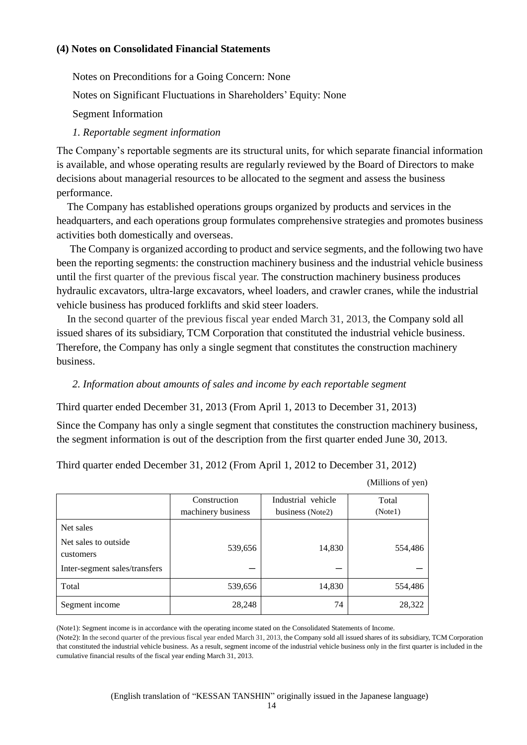### (4) Notes on Consolidated Financial Statements

Notes on Preconditions for a Going Concern: None

Notes on Significant Fluctuations in Shareholders' Equity: None

Segment Information

*1. Reportable segment information*

The Company's reportable segments are its structural units, for which separate financial information is available, and whose operating results are regularly reviewed by the Board of Directors to make decisions about managerial resources to be allocated to the segment and assess the business performance.

The Company has established operations groups organized by products and services in the headquarters, and each operations group formulates comprehensive strategies and promotes business activities both domestically and overseas.

The Company is organized according to product and service segments, and the following two have been the reporting segments: the construction machinery business and the industrial vehicle business until the first quarter of the previous fiscal year. The construction machinery business produces hydraulic excavators, ultra-large excavators, wheel loaders, and crawler cranes, while the industrial vehicle business has produced forklifts and skid steer loaders.

In the second quarter of the previous fiscal year ended March 31, 2013, the Company sold all issued shares of its subsidiary, TCM Corporation that constituted the industrial vehicle business. Therefore, the Company has only a single segment that constitutes the construction machinery business.

*2. Information about amounts of sales and income by each reportable segment*

Third quarter ended December 31, 2013 (From April 1, 2013 to December 31, 2013)

Since the Company has only a single segment that constitutes the construction machinery business, the segment information is out of the description from the first quarter ended June 30, 2013.

Third quarter ended December 31, 2012 (From April 1, 2012 to December 31, 2012)

(Millions of yen)

| | Construction machinery business | Industrial vehicle business (Note2) | Total (Note1) |
|---|---|---|---|
| Net sales | | | |
| Net sales to outside customers | 539,656 | 14,830 | 554,486 |
| Inter-segment sales/transfers | ― | ― | ― |
| Total | 539,656 | 14,830 | 554,486 |
| Segment income | 28,248 | 74 | 28,322 |

(Note1): Segment income is in accordance with the operating income stated on the Consolidated Statements of Income.

(Note2): In the second quarter of the previous fiscal year ended March 31, 2013, the Company sold all issued shares of its subsidiary, TCM Corporation that constituted the industrial vehicle business. As a result, segment income of the industrial vehicle business only in the first quarter is included in the cumulative financial results of the fiscal year ending March 31, 2013.

(English translation of "KESSAN TANSHIN" originally issued in the Japanese language)